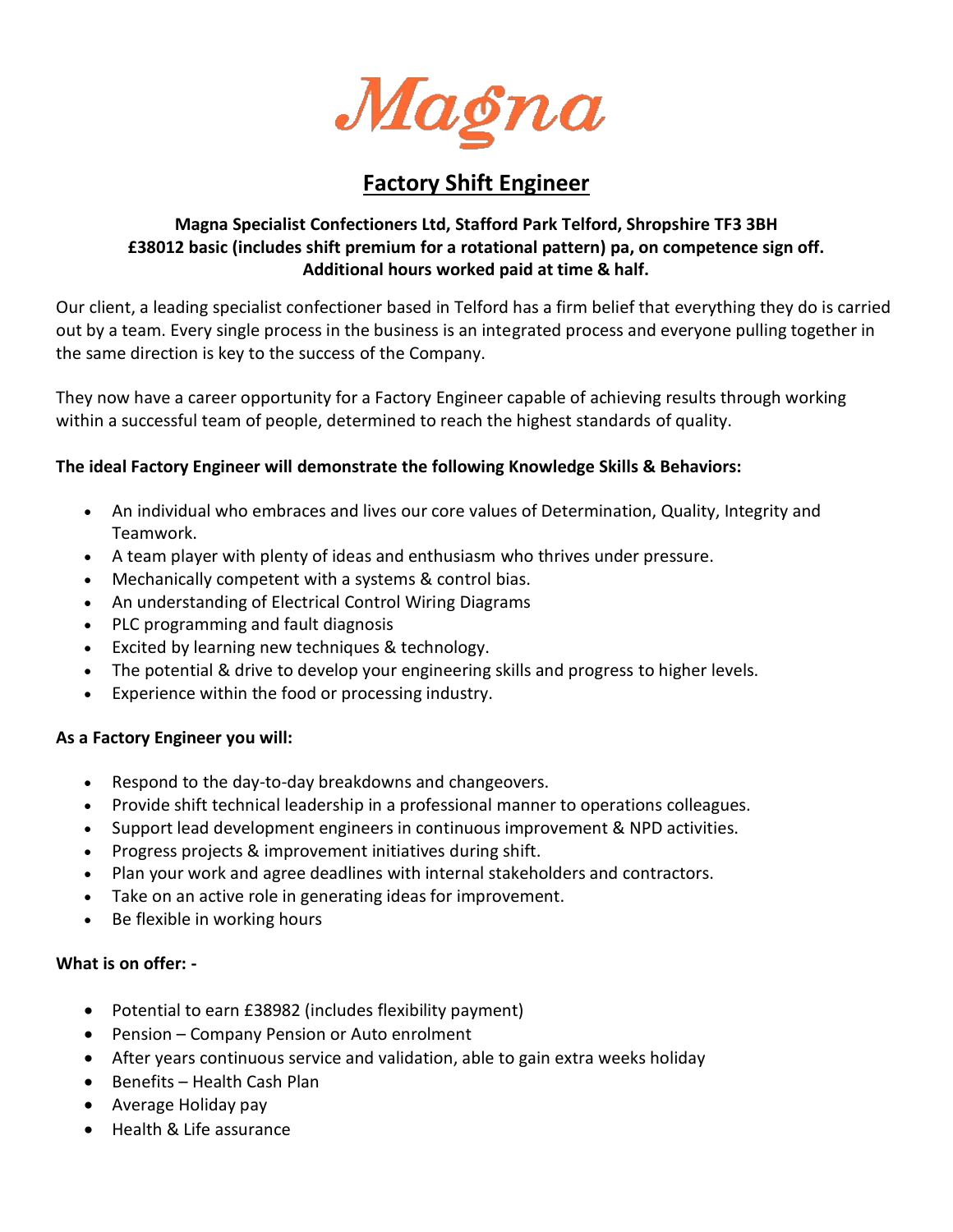Magna

# Factory Shift Engineer

**Magna Specialist Confectioners Ltd, Stafford Park Telford, Shropshire TF3 3BH**
**£38012 basic (includes shift premium for a rotational pattern) pa, on competence sign off.**
**Additional hours worked paid at time & half.**

Our client, a leading specialist confectioner based in Telford has a firm belief that everything they do is carried out by a team. Every single process in the business is an integrated process and everyone pulling together in the same direction is key to the success of the Company.

They now have a career opportunity for a Factory Engineer capable of achieving results through working within a successful team of people, determined to reach the highest standards of quality.

**The ideal Factory Engineer will demonstrate the following Knowledge Skills & Behaviors:**

- An individual who embraces and lives our core values of Determination, Quality, Integrity and Teamwork.
- A team player with plenty of ideas and enthusiasm who thrives under pressure.
- Mechanically competent with a systems & control bias.
- An understanding of Electrical Control Wiring Diagrams
- PLC programming and fault diagnosis
- Excited by learning new techniques & technology.
- The potential & drive to develop your engineering skills and progress to higher levels.
- Experience within the food or processing industry.

**As a Factory Engineer you will:**

- Respond to the day-to-day breakdowns and changeovers.
- Provide shift technical leadership in a professional manner to operations colleagues.
- Support lead development engineers in continuous improvement & NPD activities.
- Progress projects & improvement initiatives during shift.
- Plan your work and agree deadlines with internal stakeholders and contractors.
- Take on an active role in generating ideas for improvement.
- Be flexible in working hours

**What is on offer: -**

- Potential to earn £38982 (includes flexibility payment)
- Pension – Company Pension or Auto enrolment
- After years continuous service and validation, able to gain extra weeks holiday
- Benefits – Health Cash Plan
- Average Holiday pay
- Health & Life assurance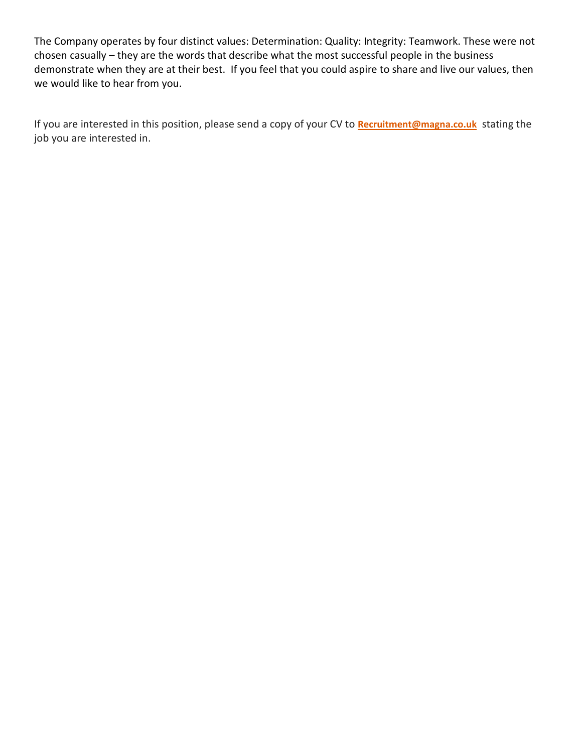The Company operates by four distinct values: Determination: Quality: Integrity: Teamwork. These were not chosen casually – they are the words that describe what the most successful people in the business demonstrate when they are at their best. If you feel that you could aspire to share and live our values, then we would like to hear from you.

If you are interested in this position, please send a copy of your CV to **Recruitment@magna.co.uk** stating the job you are interested in.